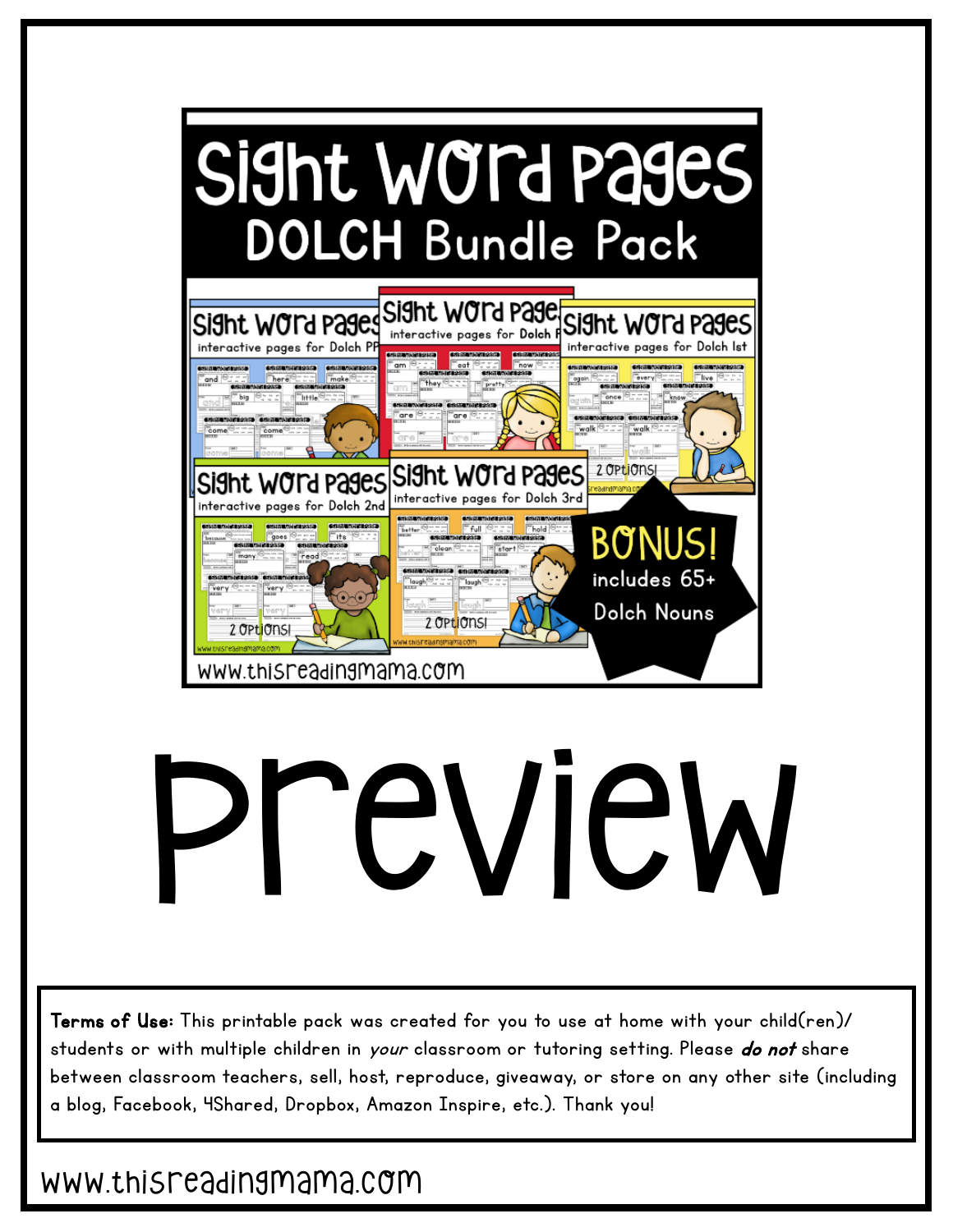# Sight Word Pages

## DOLCH Bundle Pack

BONUS! includes 65+ Dolch Nouns

www.thisreadingmama.com

# Preview

**Terms of Use:** This printable pack was created for you to use at home with your child(ren)/ students or with multiple children in *your* classroom or tutoring setting. Please ***do not*** share between classroom teachers, sell, host, reproduce, giveaway, or store on any other site (including a blog, Facebook, 4Shared, Dropbox, Amazon Inspire, etc.). Thank you!

www.thisreadingmama.com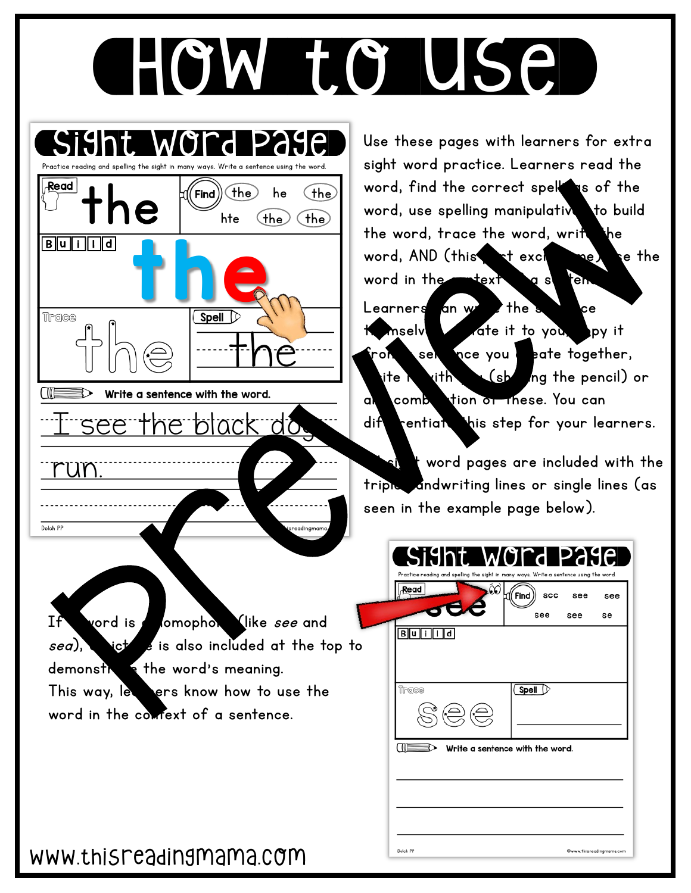# How to Use

Use these pages with learners for extra sight word practice. Learners read the word, find the correct spellings of the word, use spelling manipulatives to build the word, trace the word, write the word, AND (this part excites me) use the word in the context of a sentence.

Learners can write the sentence themselves, dictate it to you, copy it from a sentence you create together, write it with you (sharing the pencil) or any combination of these. You can differentiate this step for your learners.

The sight word pages are included with the triple handwriting lines or single lines (as seen in the example page below).

If the word is a homophone (like *see* and *sea*), a picture is also included at the top to demonstrate the word's meaning. This way, learners know how to use the word in the context of a sentence.

www.thisreadingmama.com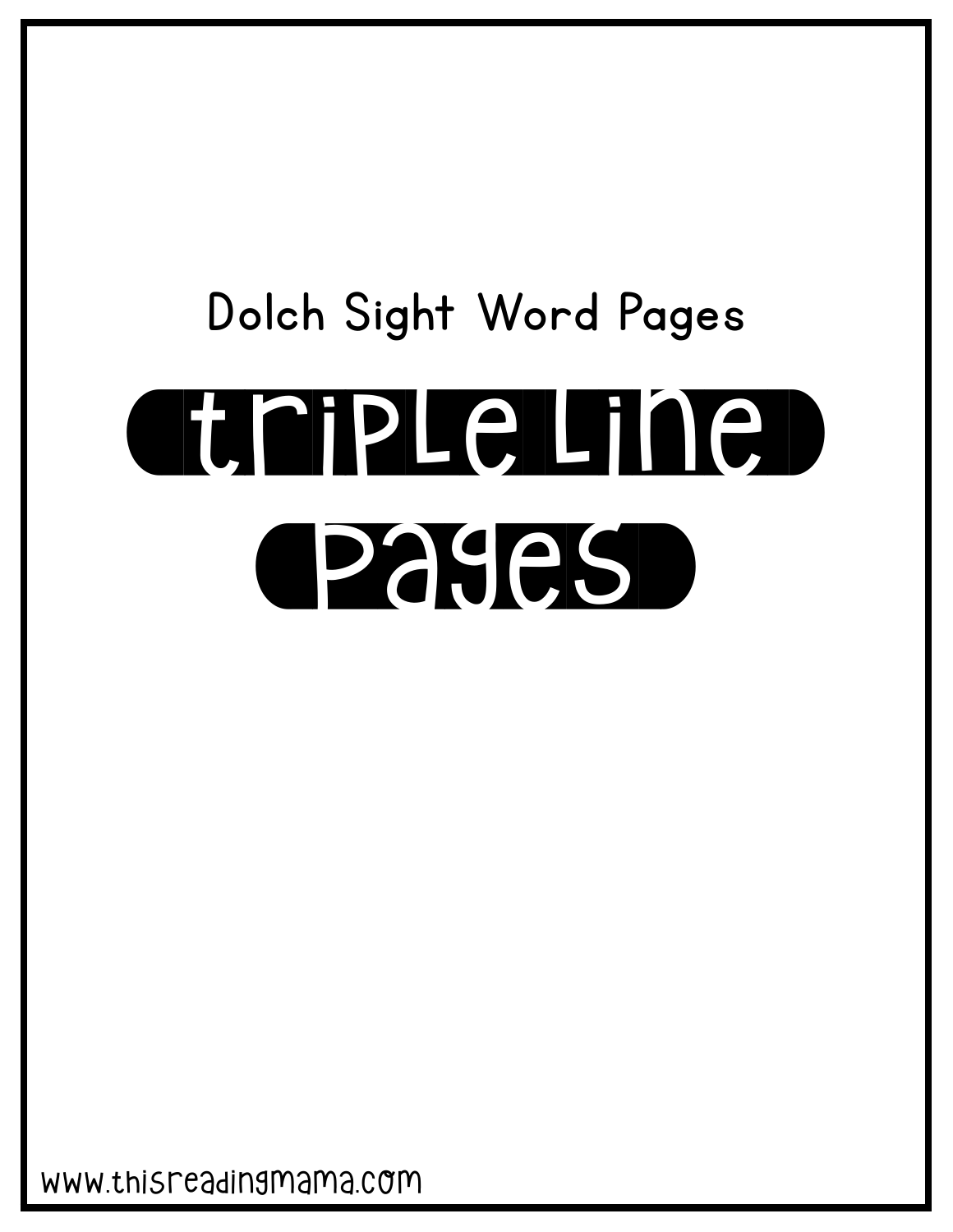Dolch Sight Word Pages

# triple line pages

www.thisreadingmama.com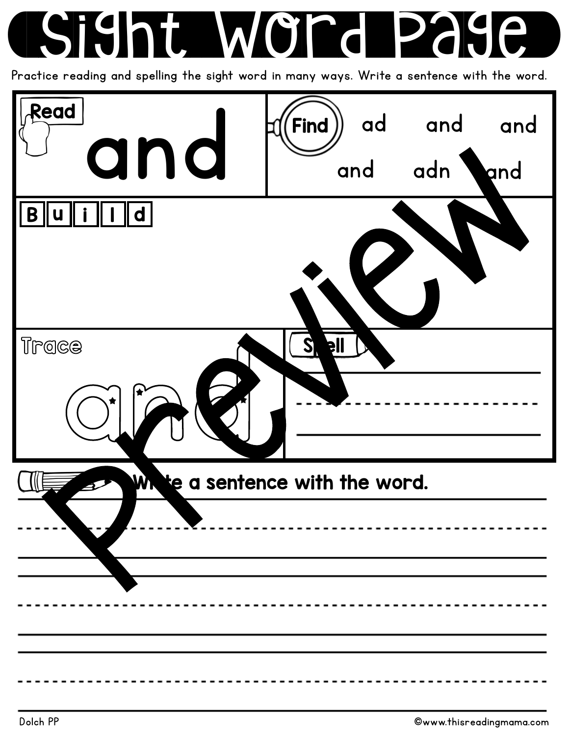# Sight Word Page

Practice reading and spelling the sight word in many ways. Write a sentence with the word.

**Read**

# and

**Find**

ad and and

and adn and

**Build**

**Trace**

and

**Spell**

Write a sentence with the word.

Dolch PP

©www.thisreadingmama.com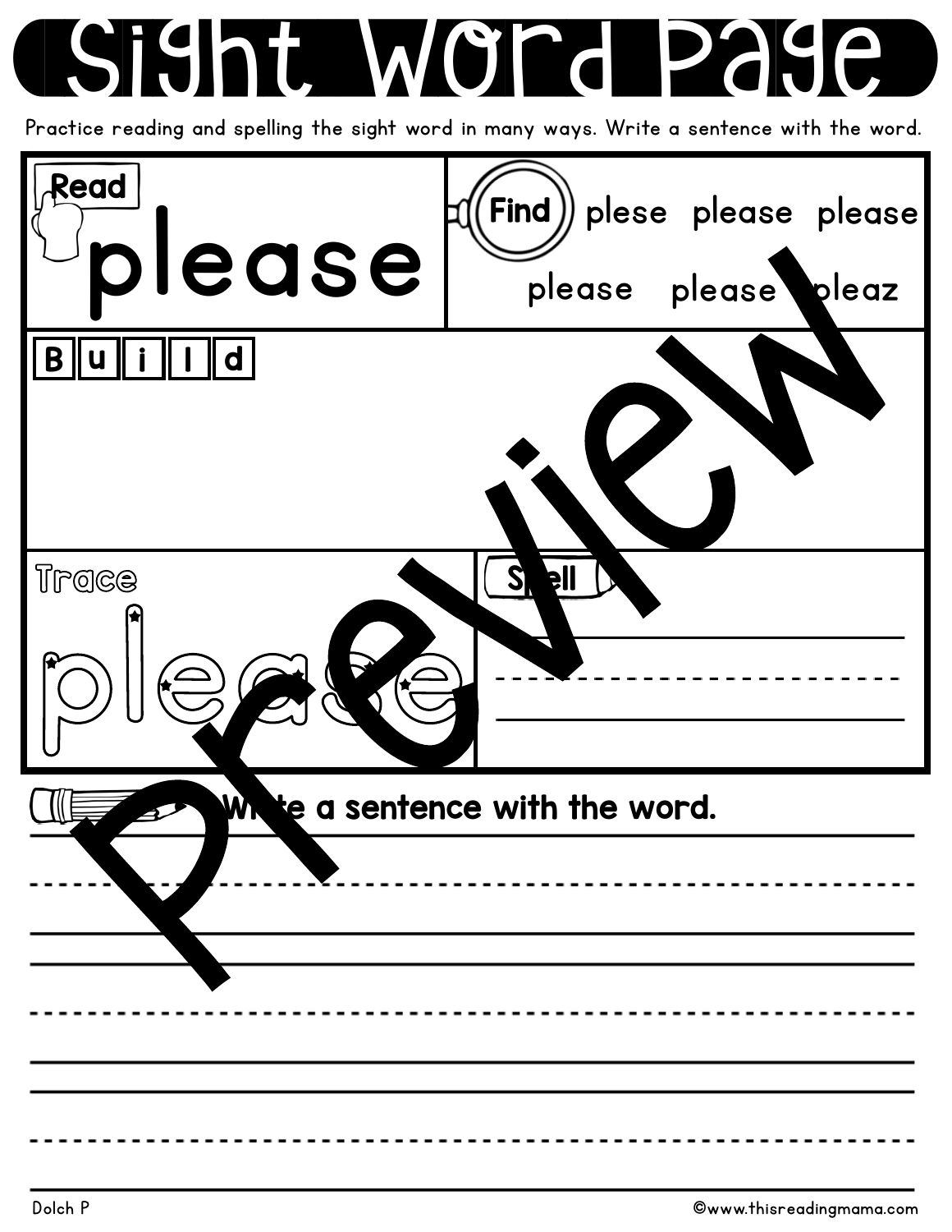# Sight Word Page

Practice reading and spelling the sight word in many ways. Write a sentence with the word.

**Read**

please

**Find**

plese please please

please please pleaz

**Build**

**Trace**

please

**Spell**

**Write a sentence with the word.**

Dolch P

©www.thisreadingmama.com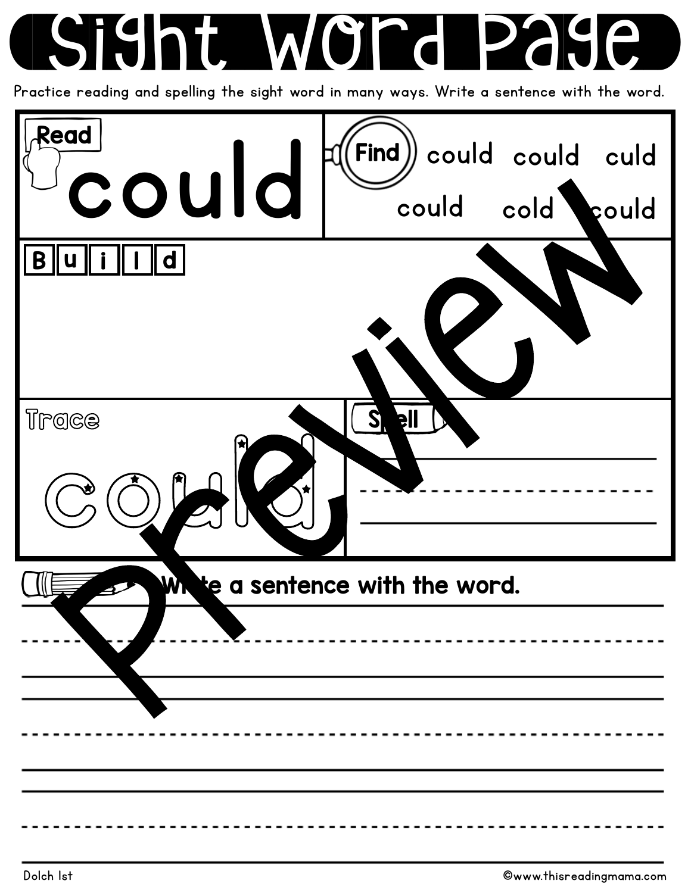# Sight Word Page

Practice reading and spelling the sight word in many ways. Write a sentence with the word.

**Read**

could

**Find**

could could culd

could cold could

**Build**

**Trace**

could

**Spell**

**Write a sentence with the word.**

Dolch 1st

©www.thisreadingmama.com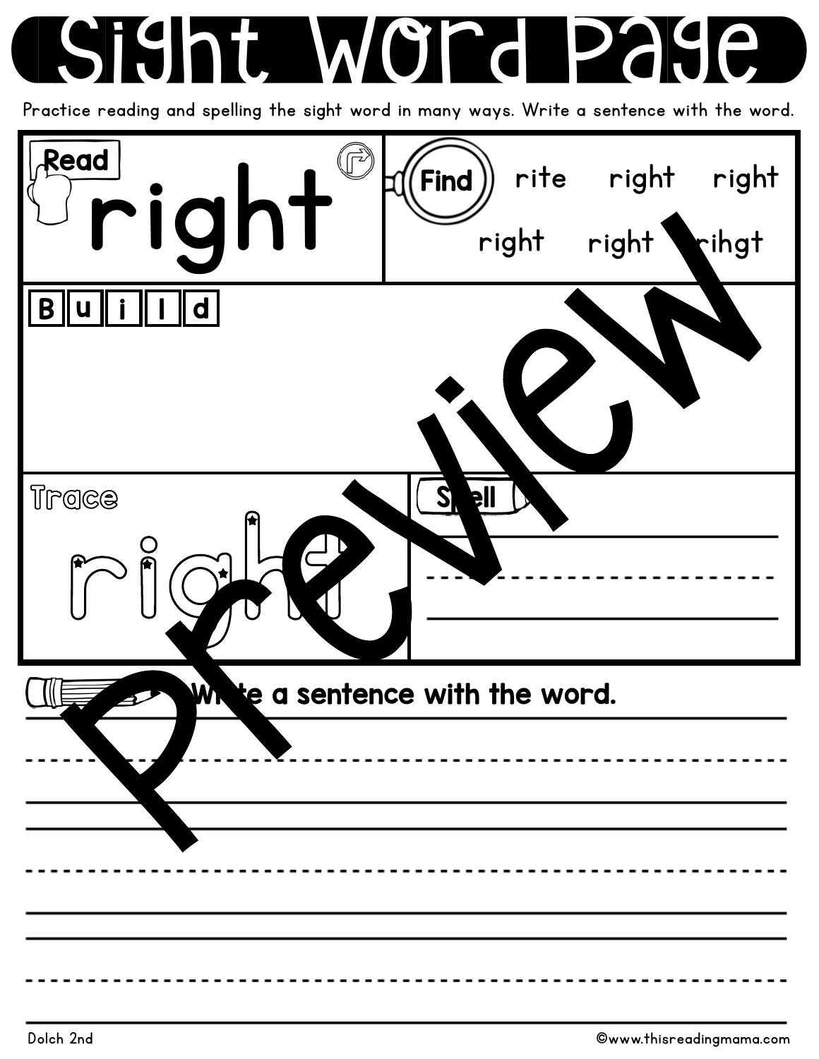# Sight Word Page

Practice reading and spelling the sight word in many ways. Write a sentence with the word.

**Read**

# right

**Find**

rite right right

right right rihgt

**Build**

**Trace**

right

**Spell**

Write a sentence with the word.

Preview

Dolch 2nd

©www.thisreadingmama.com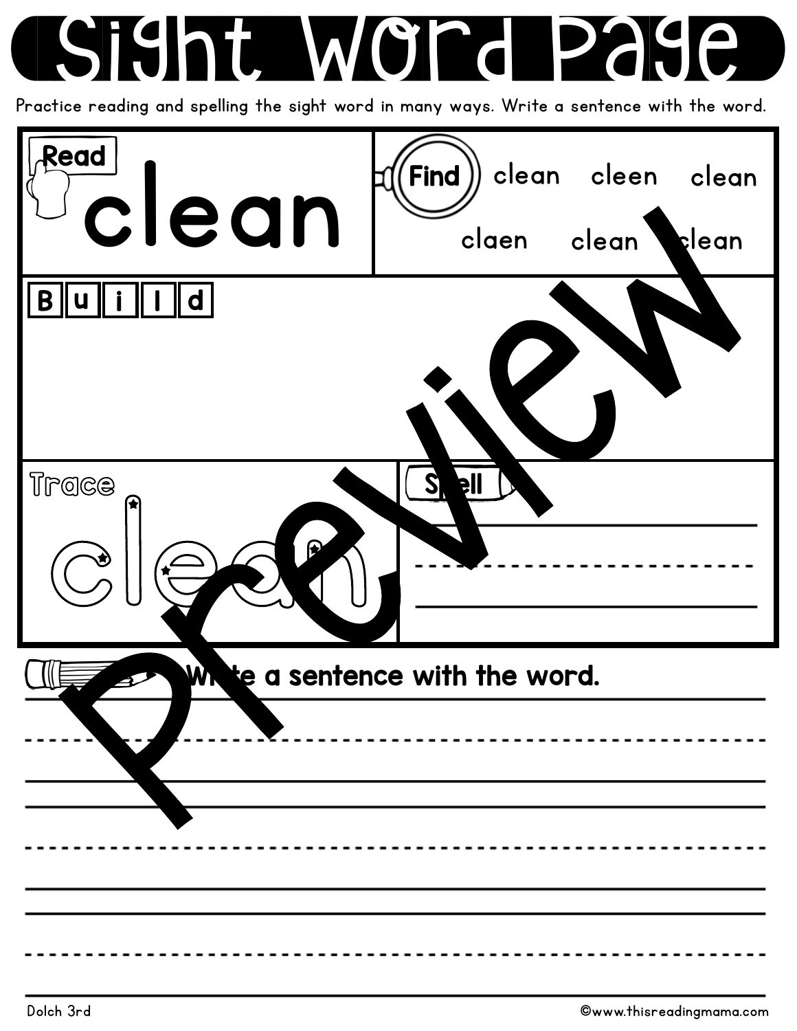# Sight Word Page

Practice reading and spelling the sight word in many ways. Write a sentence with the word.

**Read**

clean

**Find**

clean cleen clean

claen clean clean

**Build**

**Trace**

clean

**Spell**

**Write a sentence with the word.**

Preview

Dolch 3rd

©www.thisreadingmama.com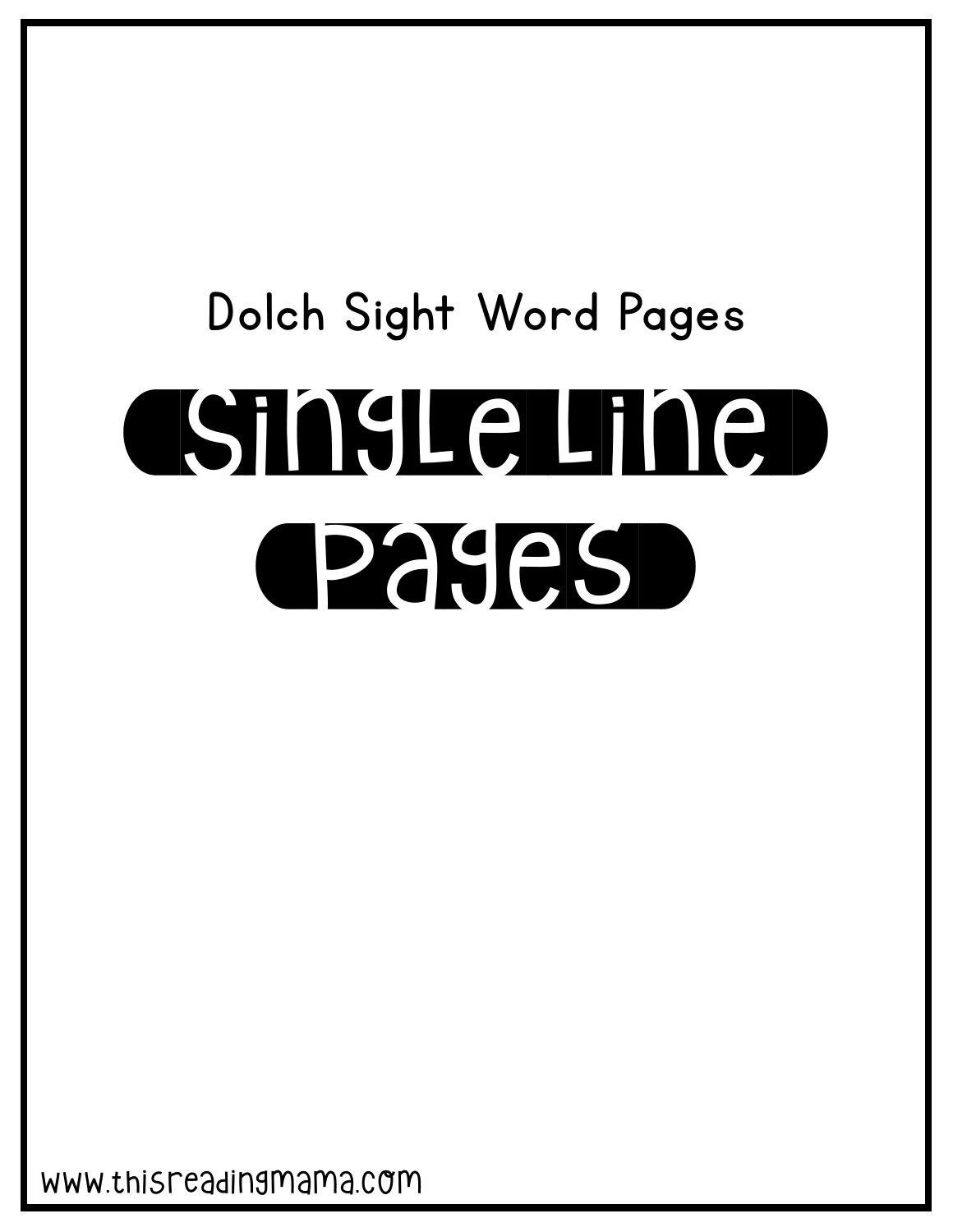Dolch Sight Word Pages

# Single Line Pages

www.thisreadingmama.com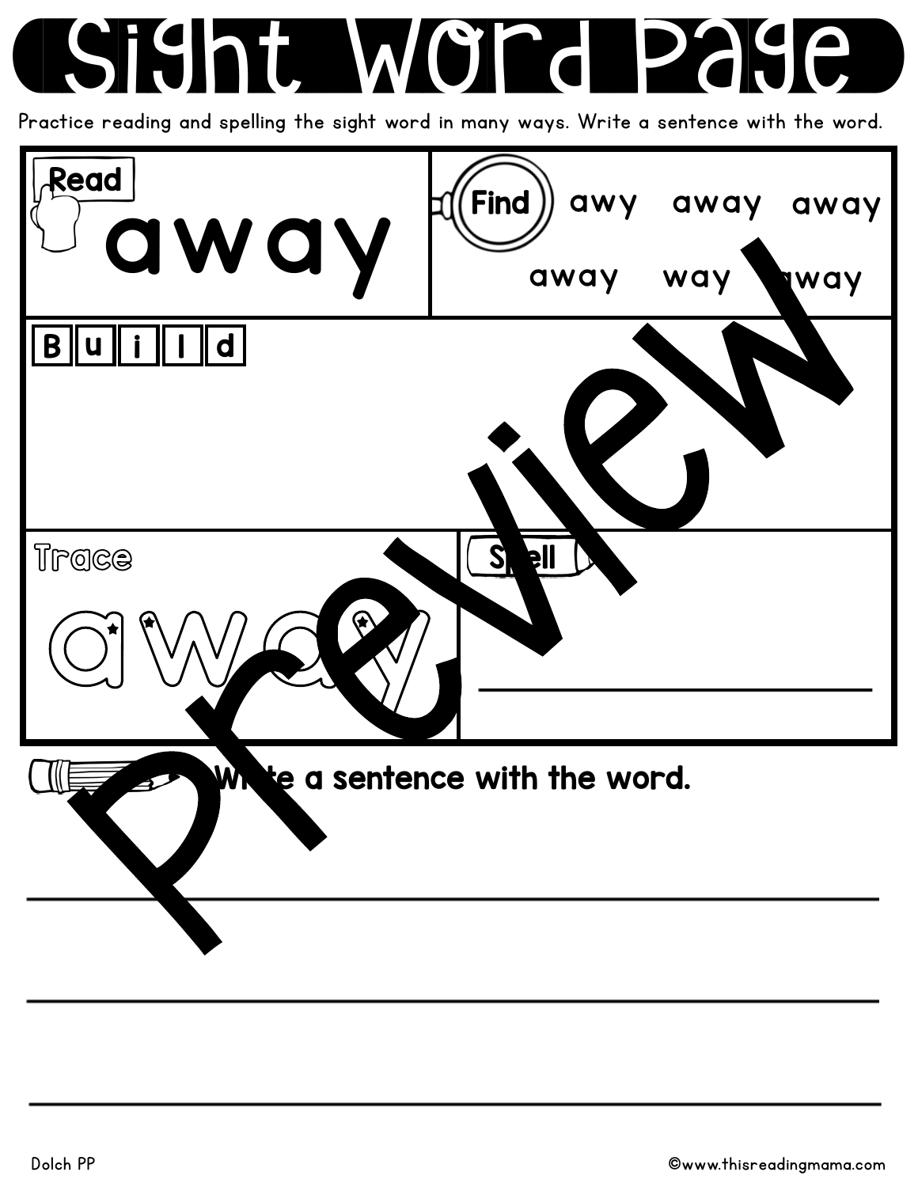# Sight Word Page

Practice reading and spelling the sight word in many ways. Write a sentence with the word.

**Read**

away

**Find**

awy away away

away way away

**Build**

Trace

away

**Spell**

_______________

**Write a sentence with the word.**

_______________________________________________

_______________________________________________

_______________________________________________

Dolch PP

©www.thisreadingmama.com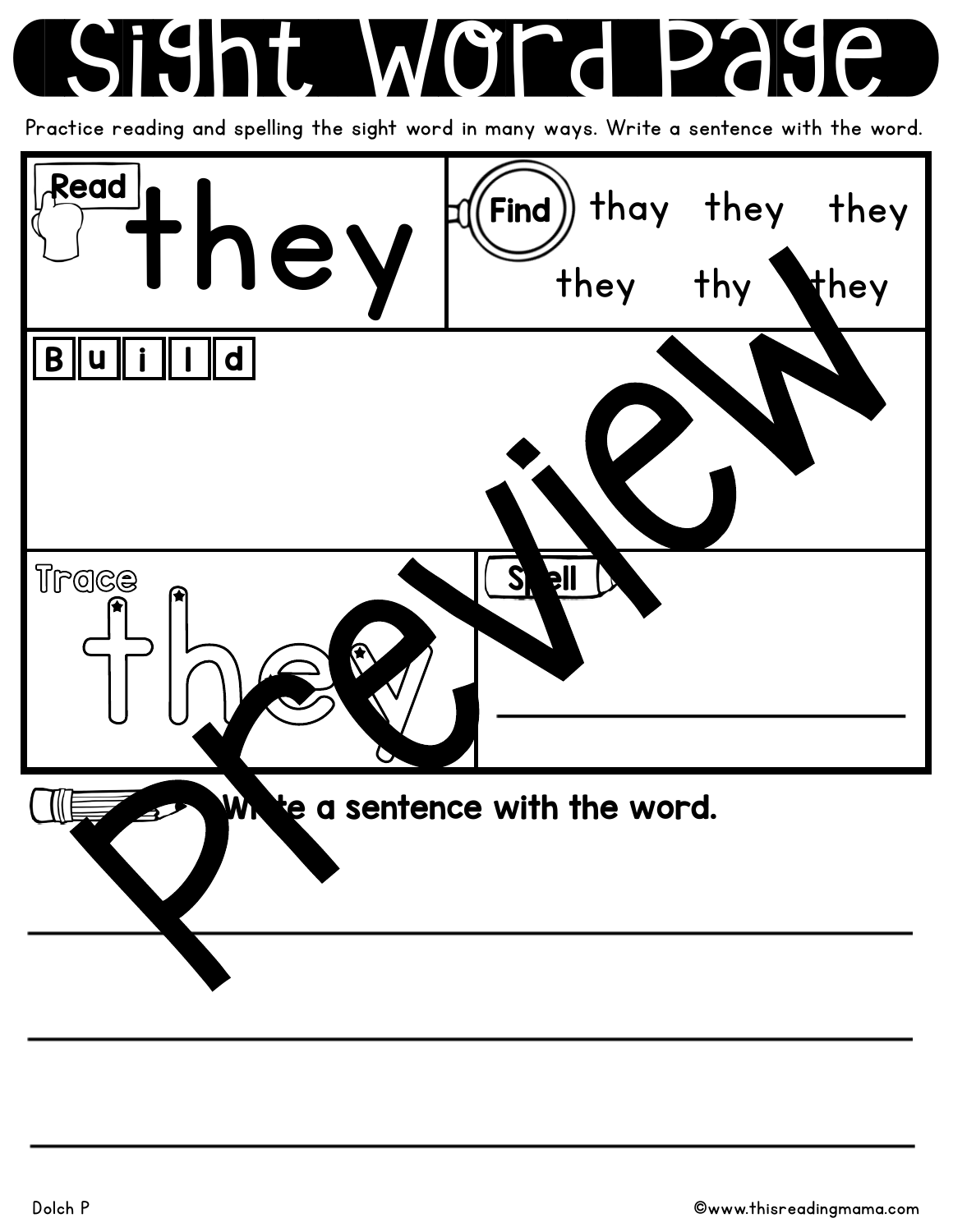# Sight Word Page

Practice reading and spelling the sight word in many ways. Write a sentence with the word.

| | |
|---|---|
| **Read** they | **Find** thay they they they thy they |
| **Build** | |
| **Trace** they | **Spell** ____________ |

**Write a sentence with the word.**

______________________________________________

______________________________________________

______________________________________________

Preview

Dolch P

©www.thisreadingmama.com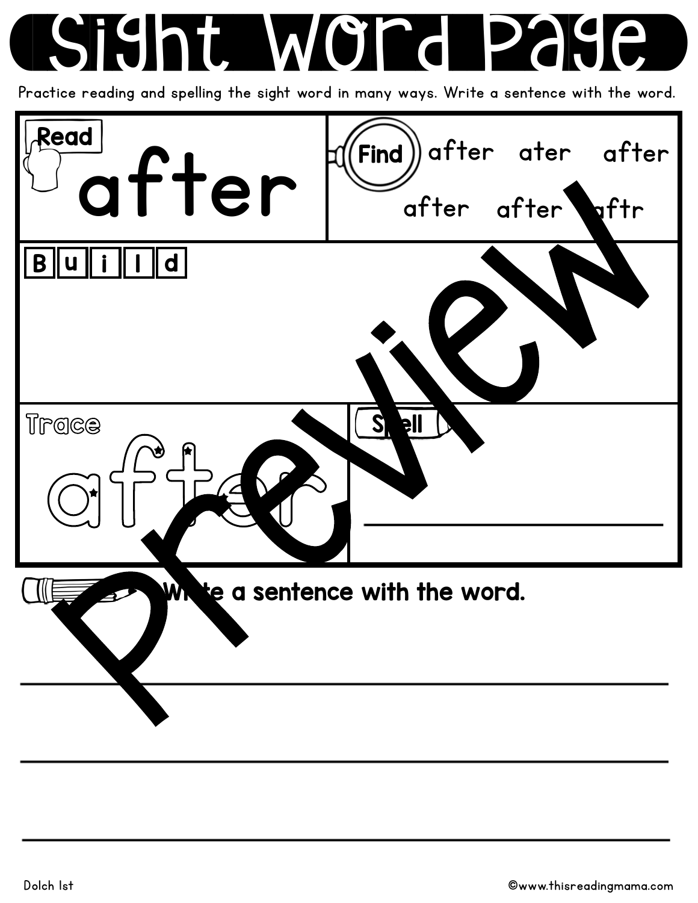# Sight Word Page

Practice reading and spelling the sight word in many ways. Write a sentence with the word.

**Read**

after

**Find**

after ater after

after after aftr

**Build**

**Trace**

after

**Spell**

______________________

**Write a sentence with the word.**

______________________________________________

______________________________________________

______________________________________________

Dolch 1st

©www.thisreadingmama.com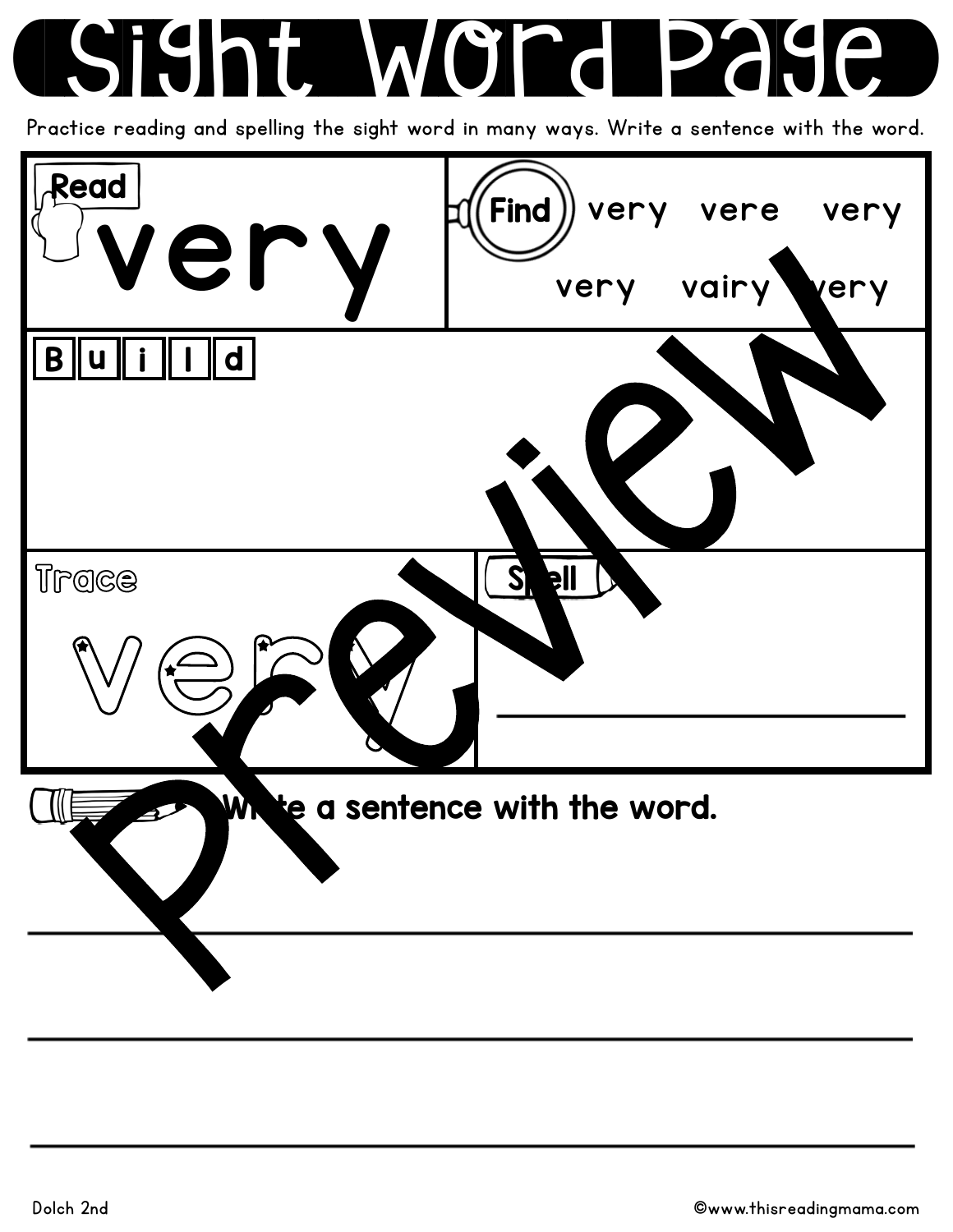# Sight Word Page

Practice reading and spelling the sight word in many ways. Write a sentence with the word.

**Read**

very

**Find**

very vere very

very vairy very

**Build**

**Trace**

very

**Spell**

\_\_\_\_\_\_\_\_\_\_\_\_\_\_\_\_\_\_\_\_

**Write a sentence with the word.**

\_\_\_\_\_\_\_\_\_\_\_\_\_\_\_\_\_\_\_\_\_\_\_\_\_\_\_\_\_\_\_\_\_\_\_\_\_\_\_\_

\_\_\_\_\_\_\_\_\_\_\_\_\_\_\_\_\_\_\_\_\_\_\_\_\_\_\_\_\_\_\_\_\_\_\_\_\_\_\_\_

\_\_\_\_\_\_\_\_\_\_\_\_\_\_\_\_\_\_\_\_\_\_\_\_\_\_\_\_\_\_\_\_\_\_\_\_\_\_\_\_

Preview

Dolch 2nd

©www.thisreadingmama.com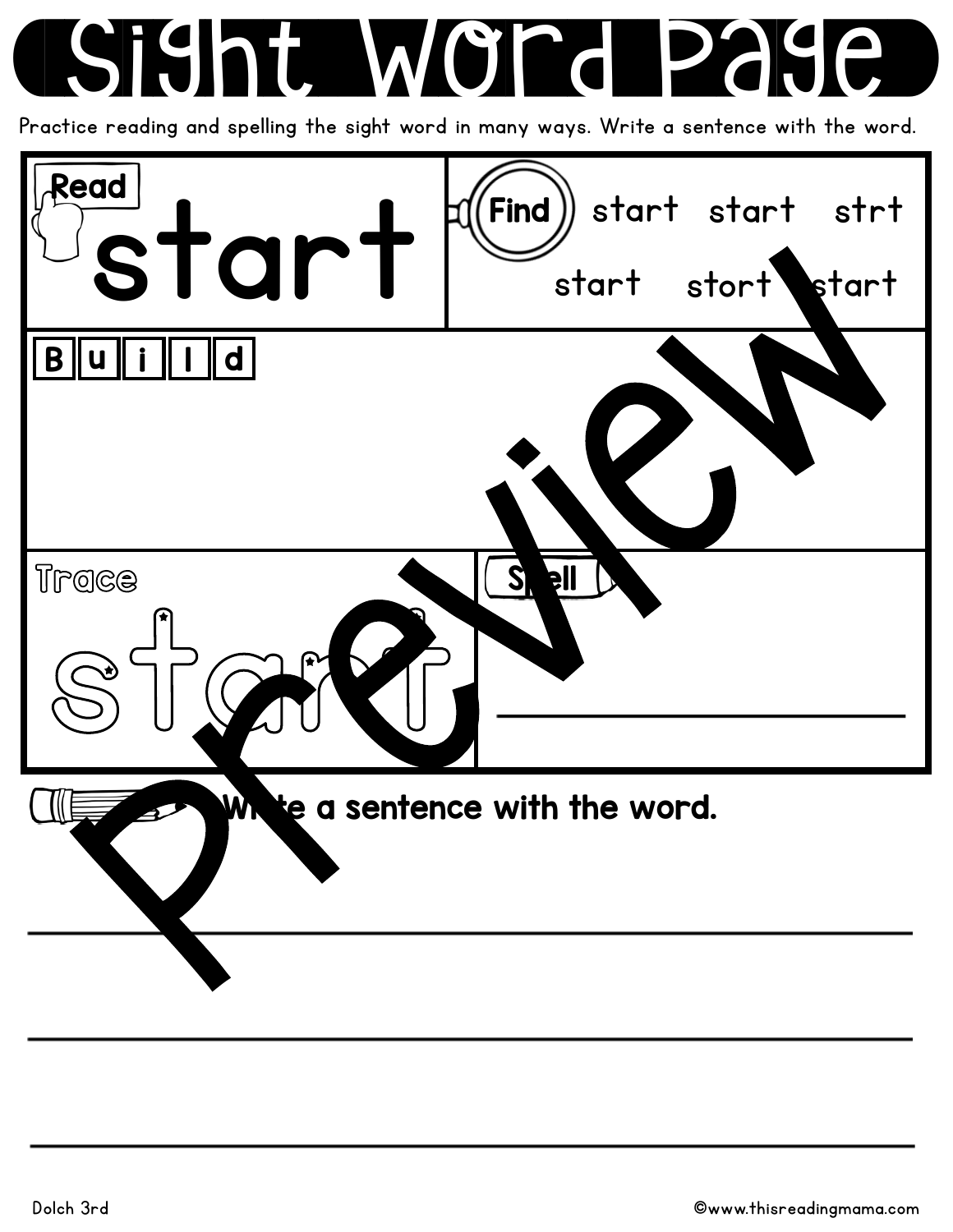# Sight Word Page

Practice reading and spelling the sight word in many ways. Write a sentence with the word.

| | |
|---|---|
| **Read** start | **Find** start start strt start stort start |
| **Build** | |
| **Trace** start | **Spell** ____________________ |

**Write a sentence with the word.**

______________________________________________

______________________________________________

______________________________________________

Dolch 3rd

©www.thisreadingmama.com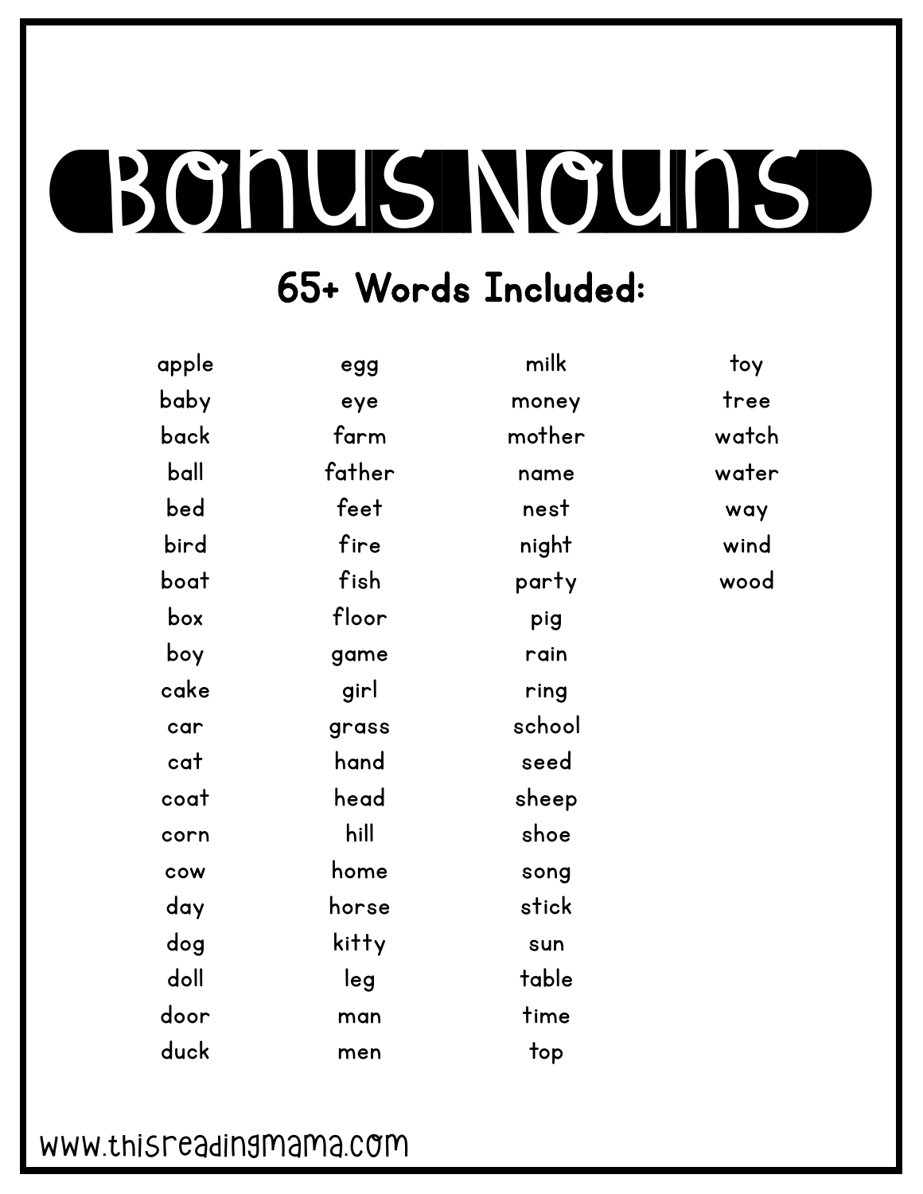# Bonus Nouns

## 65+ Words Included:

- apple
- baby
- back
- ball
- bed
- bird
- boat
- box
- boy
- cake
- car
- cat
- coat
- corn
- cow
- day
- dog
- doll
- door
- duck
- egg
- eye
- farm
- father
- feet
- fire
- fish
- floor
- game
- girl
- grass
- hand
- head
- hill
- home
- horse
- kitty
- leg
- man
- men
- milk
- money
- mother
- name
- nest
- night
- party
- pig
- rain
- ring
- school
- seed
- sheep
- shoe
- song
- stick
- sun
- table
- time
- top
- toy
- tree
- watch
- water
- way
- wind
- wood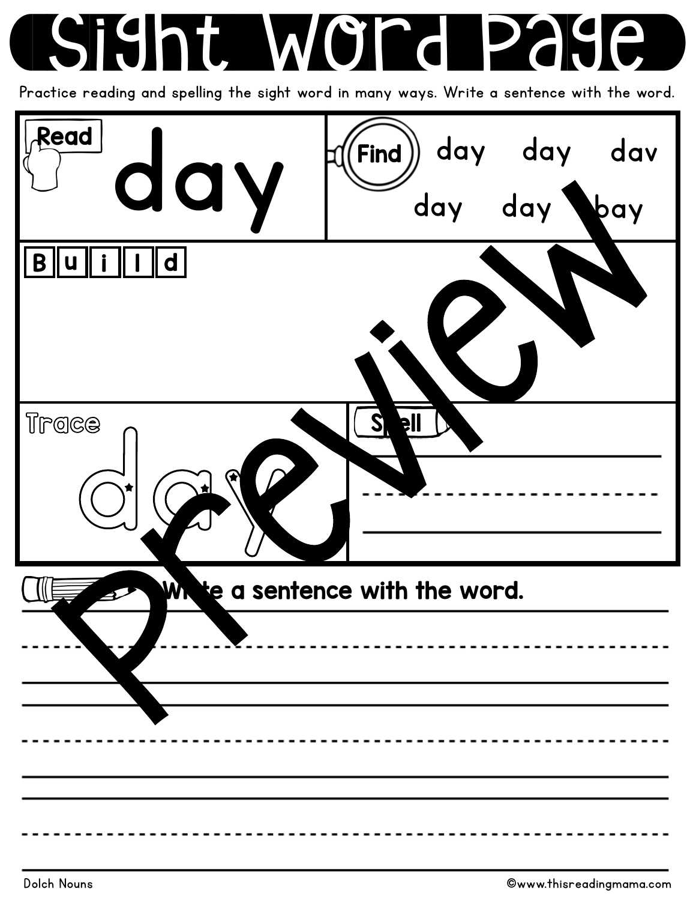# Sight Word Page

Practice reading and spelling the sight word in many ways. Write a sentence with the word.

**Read**

day

**Find**

day day dav

day day bay

**Build**

Trace

day

**Spell**

Write a sentence with the word.

Dolch Nouns

©www.thisreadingmama.com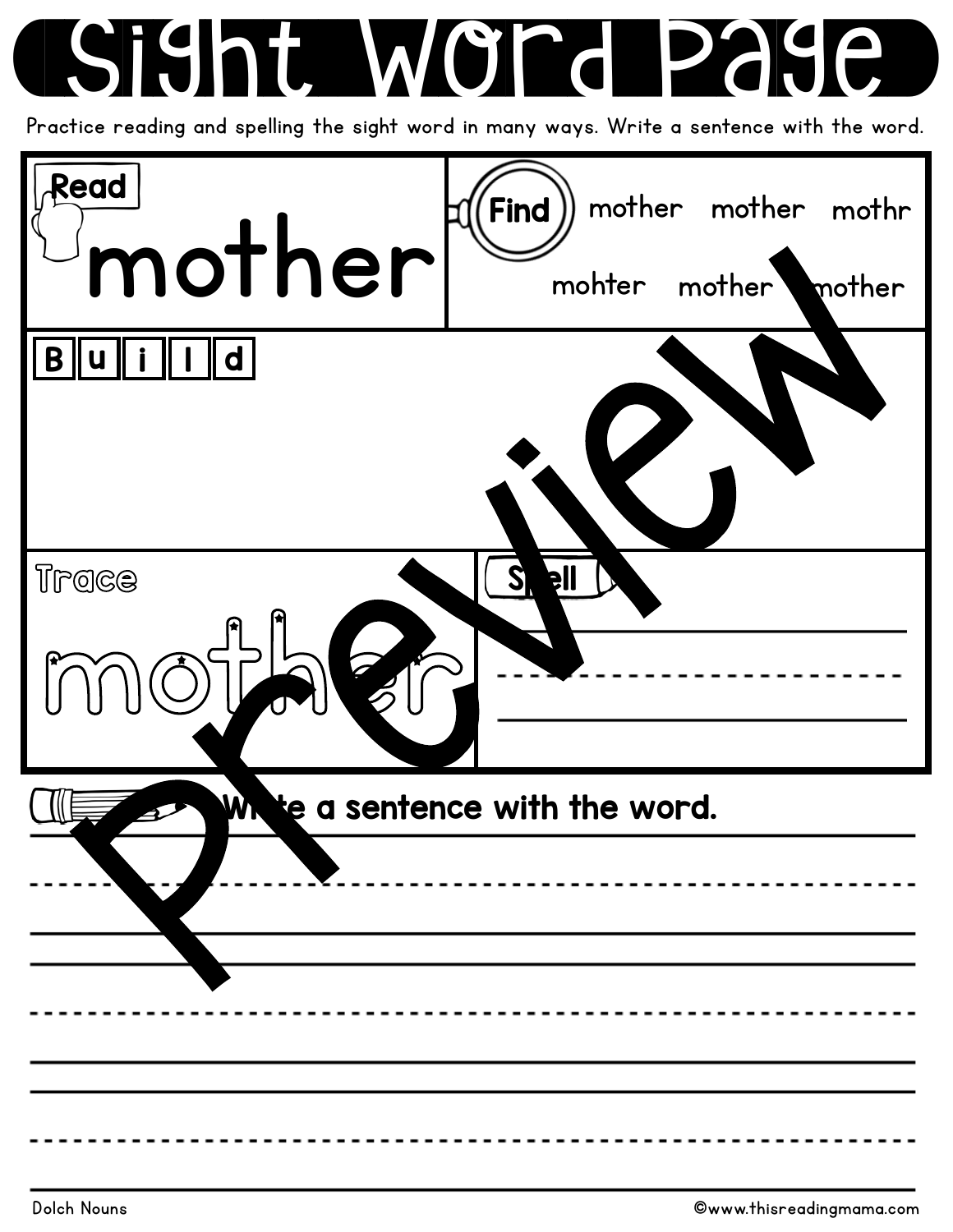# Sight Word Page

Practice reading and spelling the sight word in many ways. Write a sentence with the word.

**Read**

mother

**Find**

mother mother mothr

mohter mother mother

**Build**

**Trace**

mother

**Spell**

**Write a sentence with the word.**

Dolch Nouns

©www.thisreadingmama.com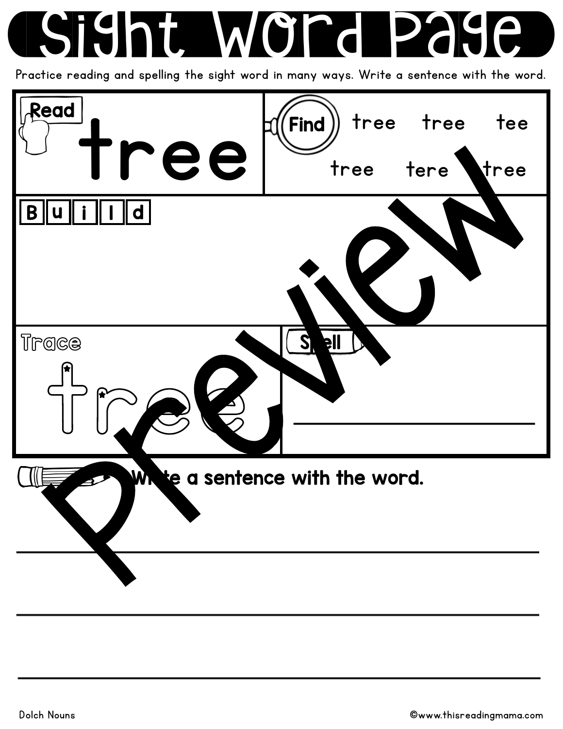# Sight Word Page

Practice reading and spelling the sight word in many ways. Write a sentence with the word.

| | |
|---|---|
| **Read** tree | **Find** tree tree tee tree tere tree |
| **Build** | |
| **Trace** tree | **Spell** ____________________ |

**Write a sentence with the word.**

_______________________________________________

_______________________________________________

_______________________________________________

Preview

Dolch Nouns

©www.thisreadingmama.com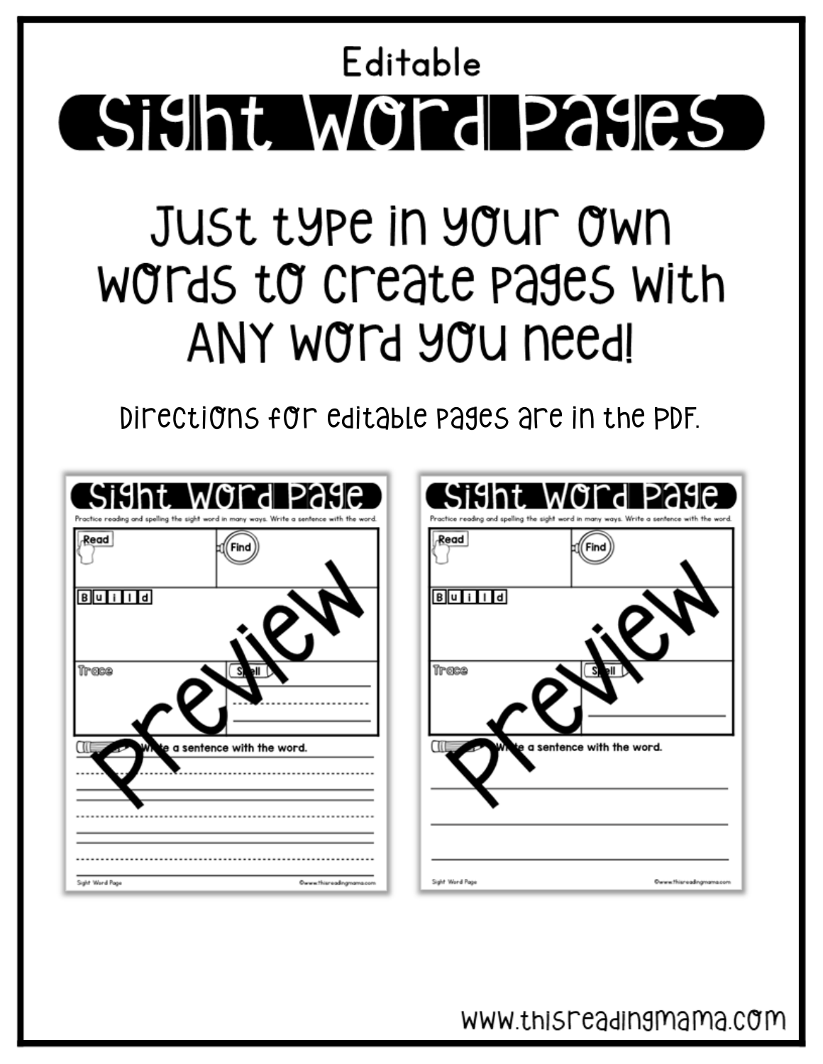Editable

# Sight Word Pages

## Just type in your own words to create pages with ANY word you need!

Directions for editable pages are in the PDF.

Sight Word Page

Practice reading and spelling the sight word in many ways. Write a sentence with the word.

Read

Find

Build

Trace

Spell

Write a sentence with the word.

Sight Word Page ©www.thisreadingmama.com

Preview

Sight Word Page

Practice reading and spelling the sight word in many ways. Write a sentence with the word.

Read

Find

Build

Trace

Spell

Write a sentence with the word.

Sight Word Page ©www.thisreadingmama.com

Preview

www.thisreadingmama.com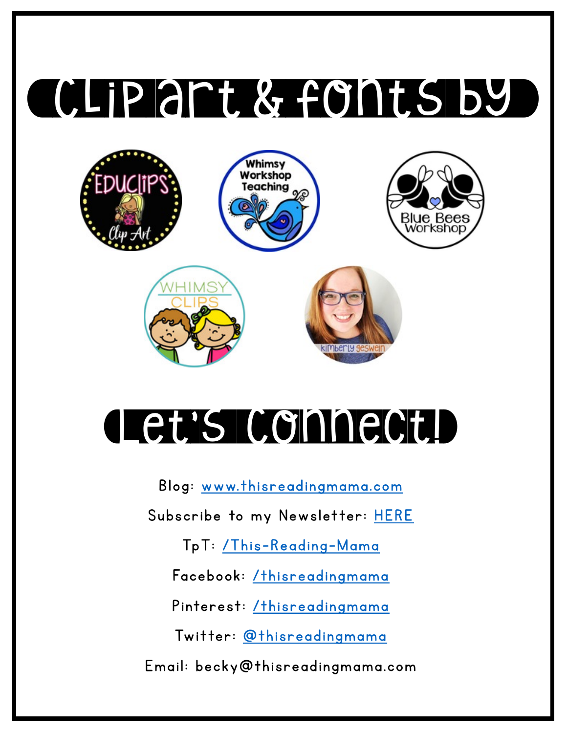# Clip art & fonts by

# Let's Connect!

Blog: www.thisreadingmama.com

Subscribe to my Newsletter: HERE

TpT: /This-Reading-Mama

Facebook: /thisreadingmama

Pinterest: /thisreadingmama

Twitter: @thisreadingmama

Email: becky@thisreadingmama.com